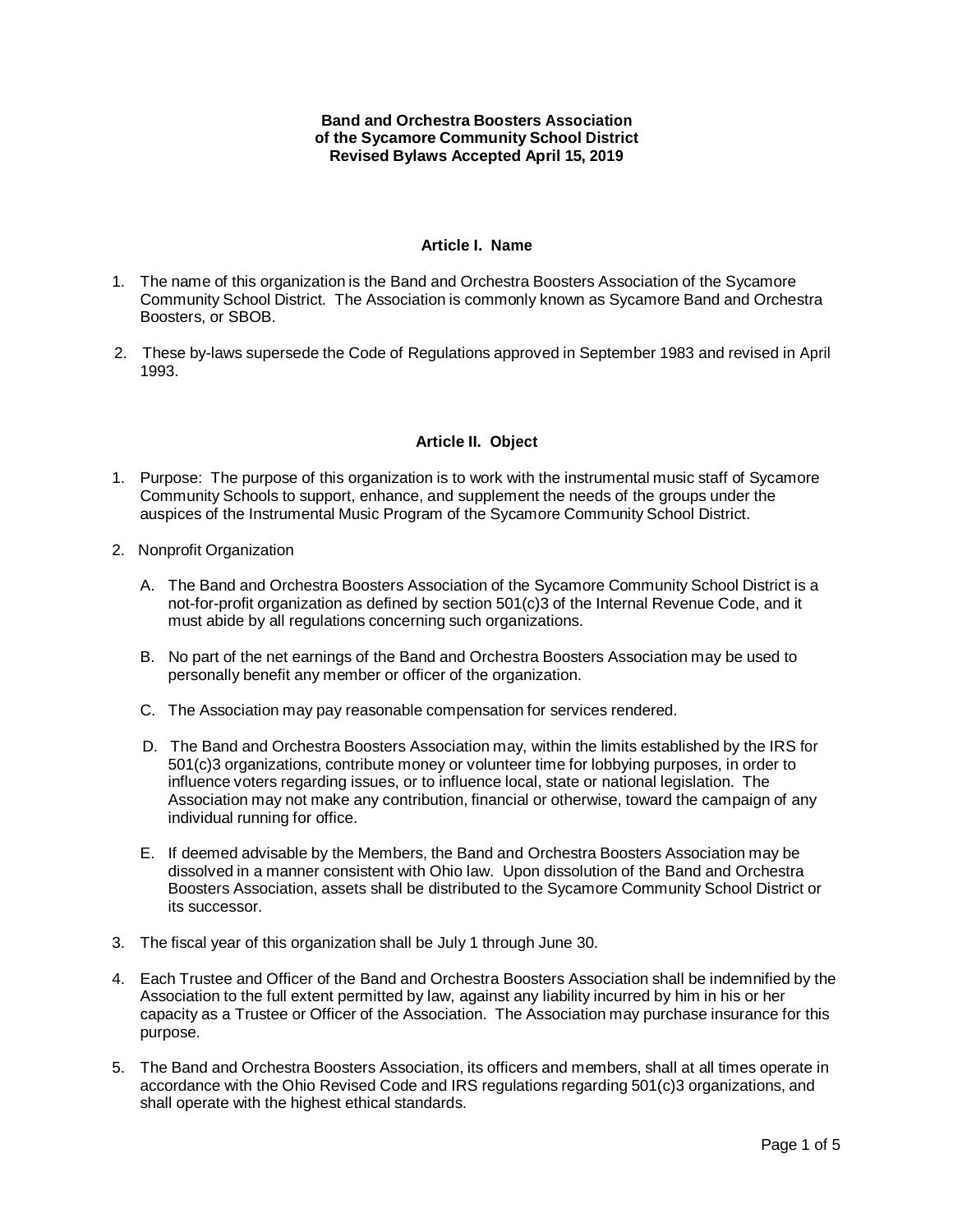**Band and Orchestra Boosters Association**
**of the Sycamore Community School District**
**Revised Bylaws Accepted April 15, 2019**

## Article I. Name

1. The name of this organization is the Band and Orchestra Boosters Association of the Sycamore Community School District. The Association is commonly known as Sycamore Band and Orchestra Boosters, or SBOB.

2. These by-laws supersede the Code of Regulations approved in September 1983 and revised in April 1993.

## Article II. Object

1. Purpose: The purpose of this organization is to work with the instrumental music staff of Sycamore Community Schools to support, enhance, and supplement the needs of the groups under the auspices of the Instrumental Music Program of the Sycamore Community School District.

2. Nonprofit Organization

   A. The Band and Orchestra Boosters Association of the Sycamore Community School District is a not-for-profit organization as defined by section 501(c)3 of the Internal Revenue Code, and it must abide by all regulations concerning such organizations.

   B. No part of the net earnings of the Band and Orchestra Boosters Association may be used to personally benefit any member or officer of the organization.

   C. The Association may pay reasonable compensation for services rendered.

   D. The Band and Orchestra Boosters Association may, within the limits established by the IRS for 501(c)3 organizations, contribute money or volunteer time for lobbying purposes, in order to influence voters regarding issues, or to influence local, state or national legislation. The Association may not make any contribution, financial or otherwise, toward the campaign of any individual running for office.

   E. If deemed advisable by the Members, the Band and Orchestra Boosters Association may be dissolved in a manner consistent with Ohio law. Upon dissolution of the Band and Orchestra Boosters Association, assets shall be distributed to the Sycamore Community School District or its successor.

3. The fiscal year of this organization shall be July 1 through June 30.

4. Each Trustee and Officer of the Band and Orchestra Boosters Association shall be indemnified by the Association to the full extent permitted by law, against any liability incurred by him in his or her capacity as a Trustee or Officer of the Association. The Association may purchase insurance for this purpose.

5. The Band and Orchestra Boosters Association, its officers and members, shall at all times operate in accordance with the Ohio Revised Code and IRS regulations regarding 501(c)3 organizations, and shall operate with the highest ethical standards.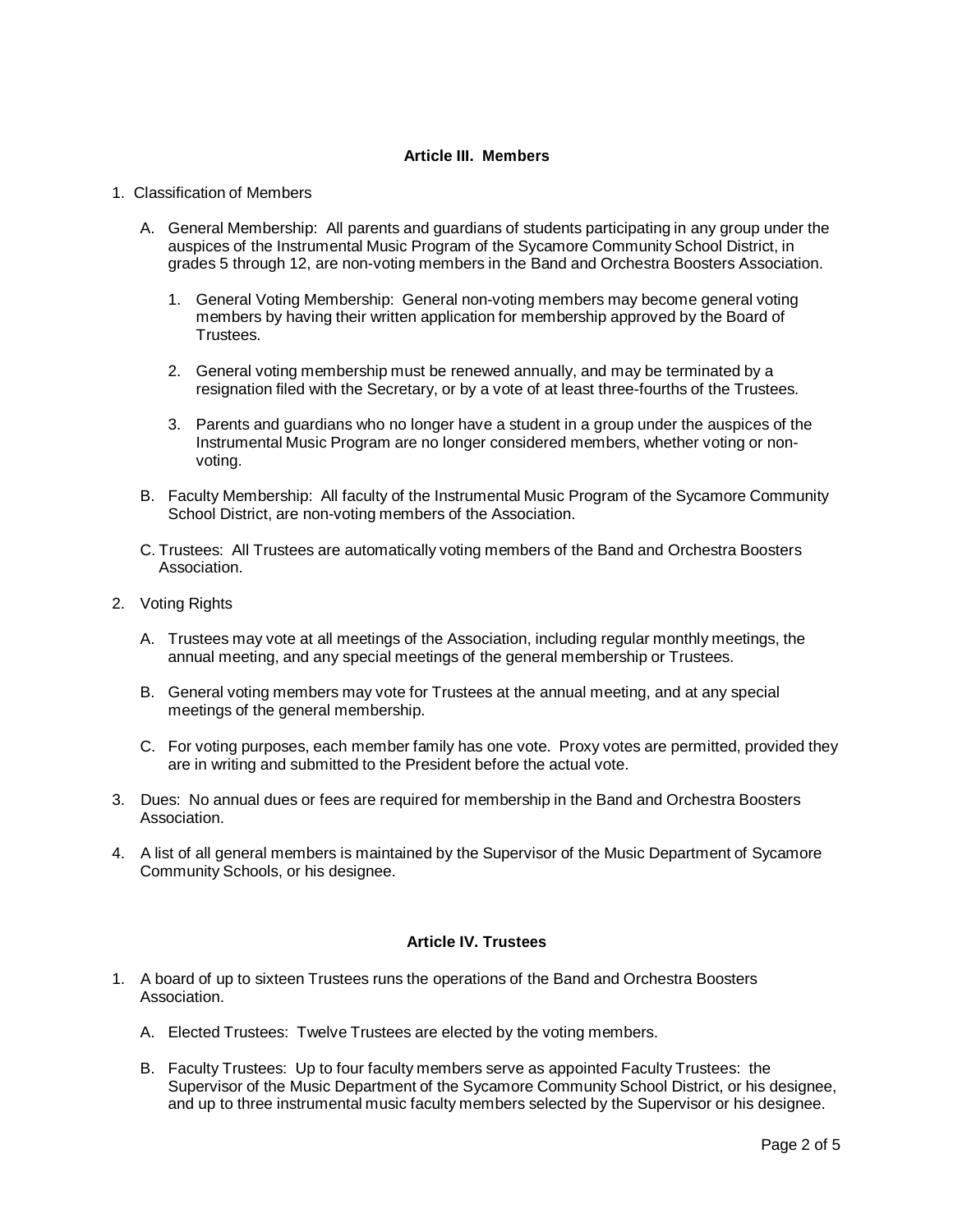### Article III. Members

1. Classification of Members

   A. General Membership: All parents and guardians of students participating in any group under the auspices of the Instrumental Music Program of the Sycamore Community School District, in grades 5 through 12, are non-voting members in the Band and Orchestra Boosters Association.

      1. General Voting Membership: General non-voting members may become general voting members by having their written application for membership approved by the Board of Trustees.

      2. General voting membership must be renewed annually, and may be terminated by a resignation filed with the Secretary, or by a vote of at least three-fourths of the Trustees.

      3. Parents and guardians who no longer have a student in a group under the auspices of the Instrumental Music Program are no longer considered members, whether voting or non-voting.

   B. Faculty Membership: All faculty of the Instrumental Music Program of the Sycamore Community School District, are non-voting members of the Association.

   C. Trustees: All Trustees are automatically voting members of the Band and Orchestra Boosters Association.

2. Voting Rights

   A. Trustees may vote at all meetings of the Association, including regular monthly meetings, the annual meeting, and any special meetings of the general membership or Trustees.

   B. General voting members may vote for Trustees at the annual meeting, and at any special meetings of the general membership.

   C. For voting purposes, each member family has one vote. Proxy votes are permitted, provided they are in writing and submitted to the President before the actual vote.

3. Dues: No annual dues or fees are required for membership in the Band and Orchestra Boosters Association.

4. A list of all general members is maintained by the Supervisor of the Music Department of Sycamore Community Schools, or his designee.

### Article IV. Trustees

1. A board of up to sixteen Trustees runs the operations of the Band and Orchestra Boosters Association.

   A. Elected Trustees: Twelve Trustees are elected by the voting members.

   B. Faculty Trustees: Up to four faculty members serve as appointed Faculty Trustees: the Supervisor of the Music Department of the Sycamore Community School District, or his designee, and up to three instrumental music faculty members selected by the Supervisor or his designee.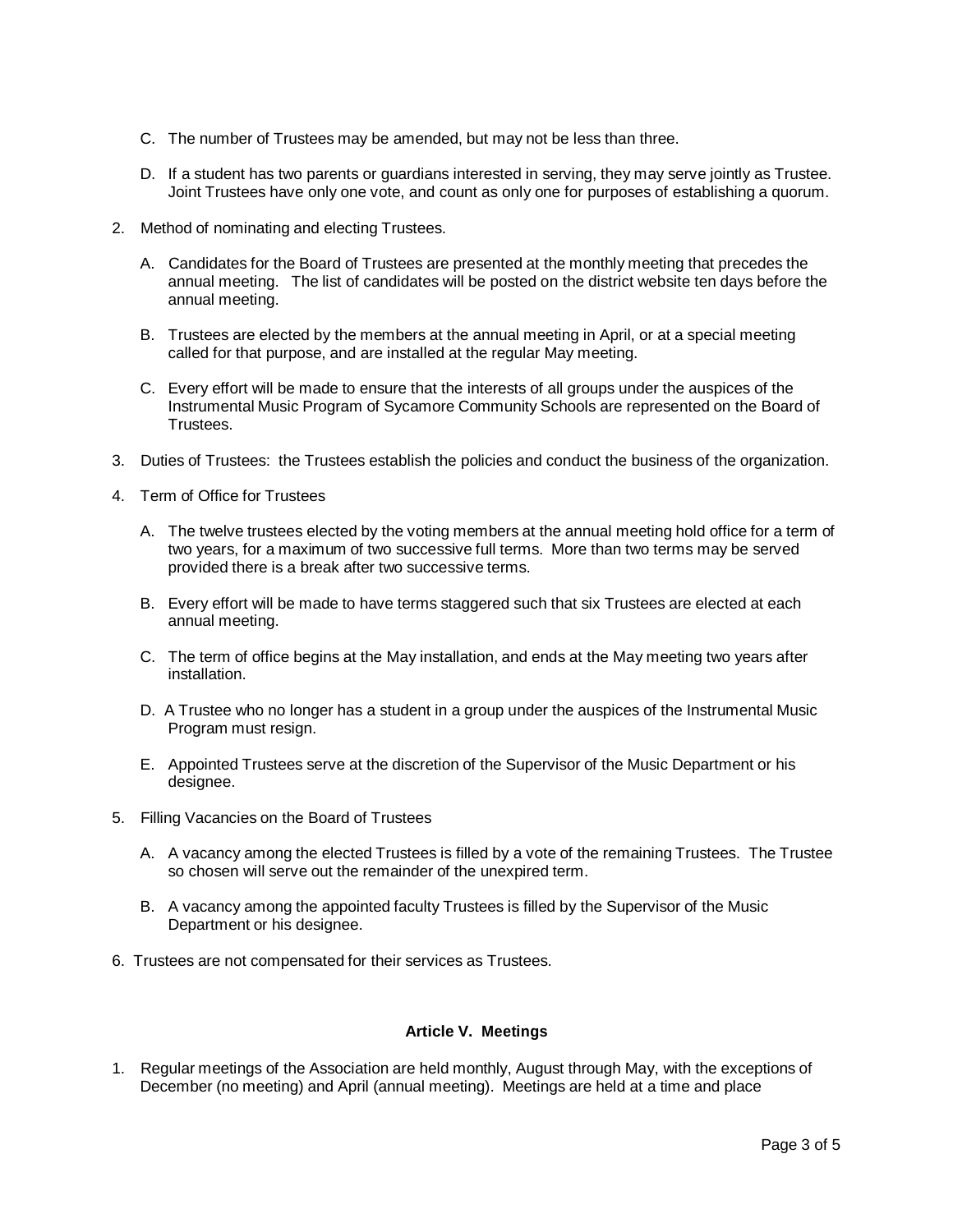C. The number of Trustees may be amended, but may not be less than three.

D. If a student has two parents or guardians interested in serving, they may serve jointly as Trustee. Joint Trustees have only one vote, and count as only one for purposes of establishing a quorum.

2. Method of nominating and electing Trustees.

   A. Candidates for the Board of Trustees are presented at the monthly meeting that precedes the annual meeting. The list of candidates will be posted on the district website ten days before the annual meeting.

   B. Trustees are elected by the members at the annual meeting in April, or at a special meeting called for that purpose, and are installed at the regular May meeting.

   C. Every effort will be made to ensure that the interests of all groups under the auspices of the Instrumental Music Program of Sycamore Community Schools are represented on the Board of Trustees.

3. Duties of Trustees: the Trustees establish the policies and conduct the business of the organization.

4. Term of Office for Trustees

   A. The twelve trustees elected by the voting members at the annual meeting hold office for a term of two years, for a maximum of two successive full terms. More than two terms may be served provided there is a break after two successive terms.

   B. Every effort will be made to have terms staggered such that six Trustees are elected at each annual meeting.

   C. The term of office begins at the May installation, and ends at the May meeting two years after installation.

   D. A Trustee who no longer has a student in a group under the auspices of the Instrumental Music Program must resign.

   E. Appointed Trustees serve at the discretion of the Supervisor of the Music Department or his designee.

5. Filling Vacancies on the Board of Trustees

   A. A vacancy among the elected Trustees is filled by a vote of the remaining Trustees. The Trustee so chosen will serve out the remainder of the unexpired term.

   B. A vacancy among the appointed faculty Trustees is filled by the Supervisor of the Music Department or his designee.

6. Trustees are not compensated for their services as Trustees.

### Article V. Meetings

1. Regular meetings of the Association are held monthly, August through May, with the exceptions of December (no meeting) and April (annual meeting). Meetings are held at a time and place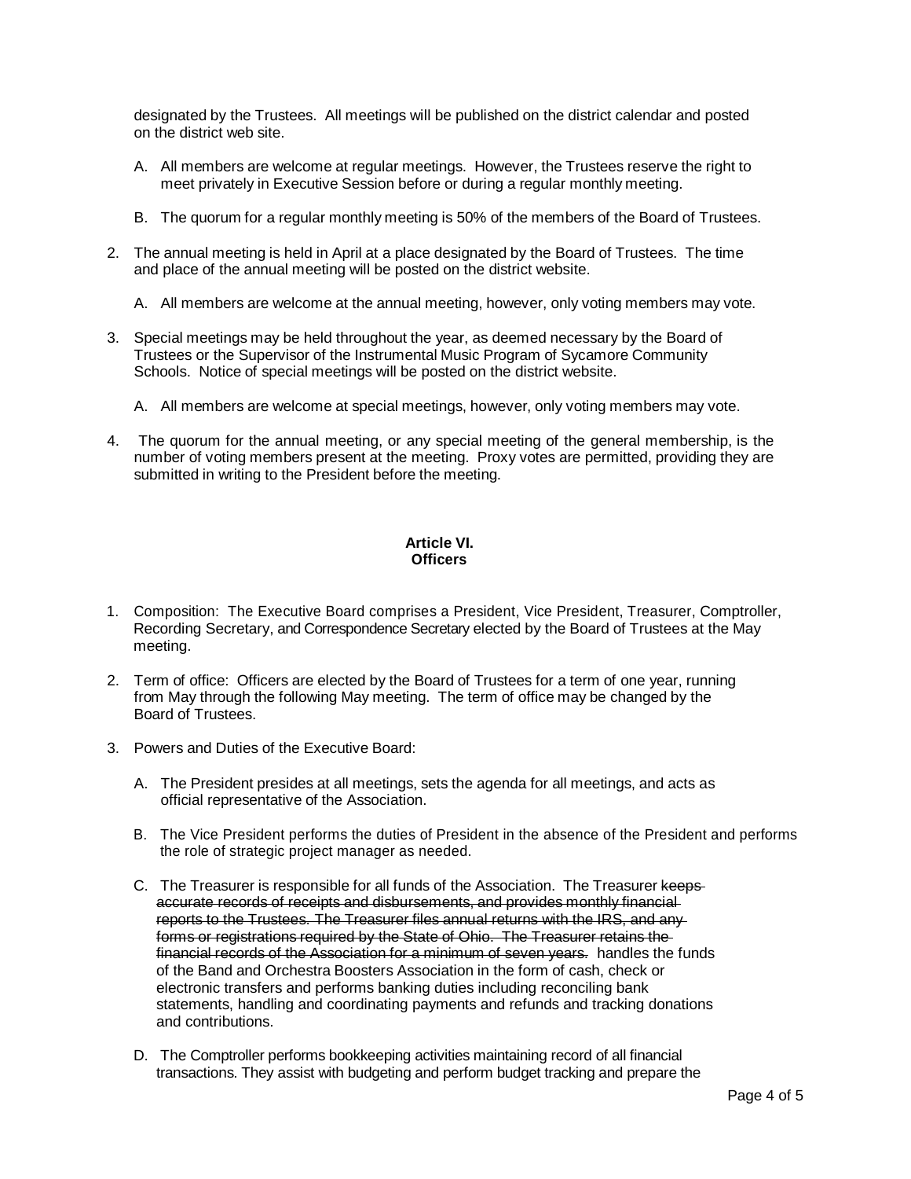designated by the Trustees. All meetings will be published on the district calendar and posted on the district web site.

A. All members are welcome at regular meetings. However, the Trustees reserve the right to meet privately in Executive Session before or during a regular monthly meeting.

B. The quorum for a regular monthly meeting is 50% of the members of the Board of Trustees.

2. The annual meeting is held in April at a place designated by the Board of Trustees. The time and place of the annual meeting will be posted on the district website.

   A. All members are welcome at the annual meeting, however, only voting members may vote.

3. Special meetings may be held throughout the year, as deemed necessary by the Board of Trustees or the Supervisor of the Instrumental Music Program of Sycamore Community Schools. Notice of special meetings will be posted on the district website.

   A. All members are welcome at special meetings, however, only voting members may vote.

4. The quorum for the annual meeting, or any special meeting of the general membership, is the number of voting members present at the meeting. Proxy votes are permitted, providing they are submitted in writing to the President before the meeting.

## Article VI.
## Officers

1. Composition: The Executive Board comprises a President, Vice President, Treasurer, Comptroller, Recording Secretary, and Correspondence Secretary elected by the Board of Trustees at the May meeting.

2. Term of office: Officers are elected by the Board of Trustees for a term of one year, running from May through the following May meeting. The term of office may be changed by the Board of Trustees.

3. Powers and Duties of the Executive Board:

   A. The President presides at all meetings, sets the agenda for all meetings, and acts as official representative of the Association.

   B. The Vice President performs the duties of President in the absence of the President and performs the role of strategic project manager as needed.

   C. The Treasurer is responsible for all funds of the Association. The Treasurer ~~keeps accurate records of receipts and disbursements, and provides monthly financial reports to the Trustees. The Treasurer files annual returns with the IRS, and any forms or registrations required by the State of Ohio. The Treasurer retains the financial records of the Association for a minimum of seven years.~~ handles the funds of the Band and Orchestra Boosters Association in the form of cash, check or electronic transfers and performs banking duties including reconciling bank statements, handling and coordinating payments and refunds and tracking donations and contributions.

   D. The Comptroller performs bookkeeping activities maintaining record of all financial transactions. They assist with budgeting and perform budget tracking and prepare the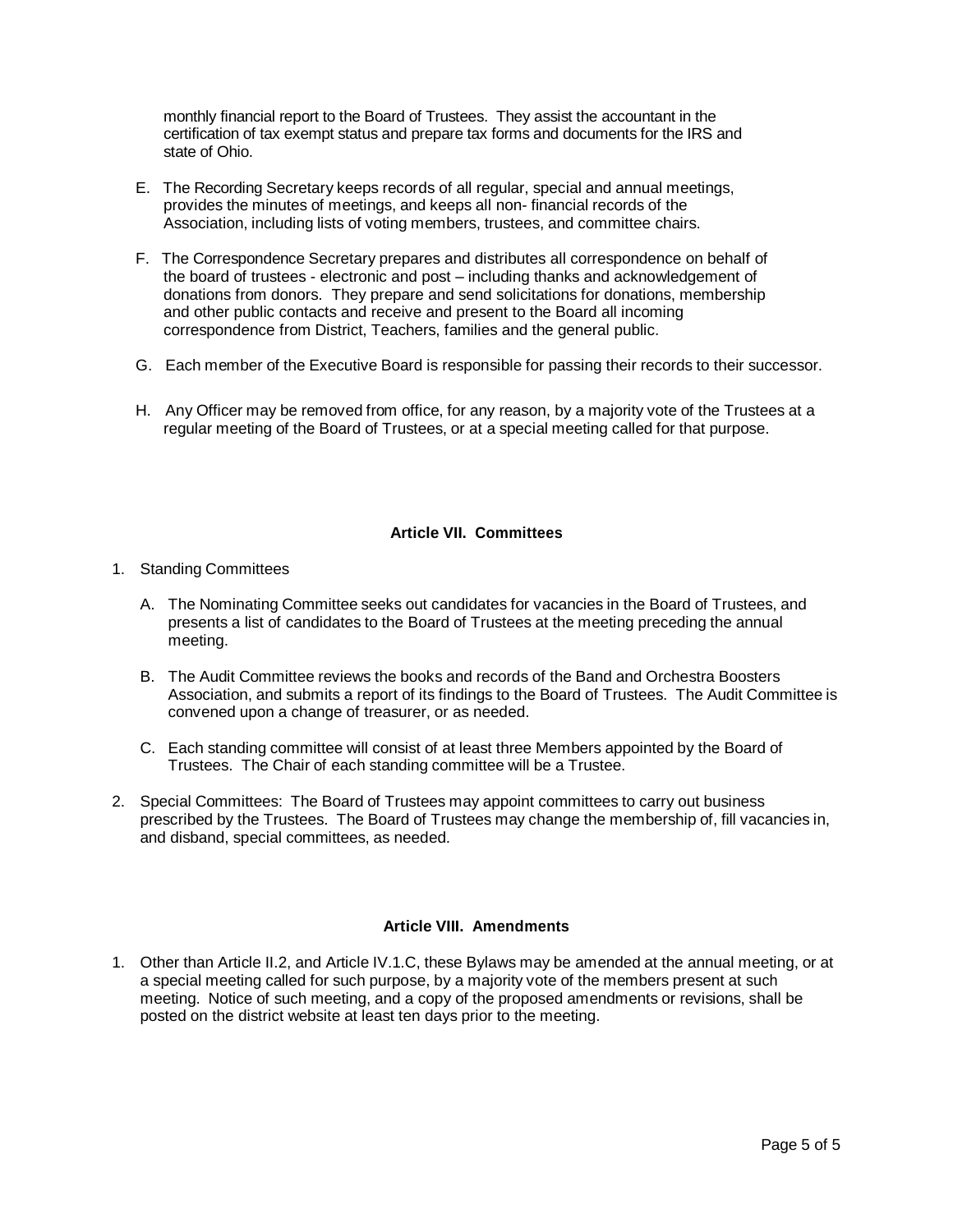monthly financial report to the Board of Trustees. They assist the accountant in the certification of tax exempt status and prepare tax forms and documents for the IRS and state of Ohio.

E. The Recording Secretary keeps records of all regular, special and annual meetings, provides the minutes of meetings, and keeps all non- financial records of the Association, including lists of voting members, trustees, and committee chairs.

F. The Correspondence Secretary prepares and distributes all correspondence on behalf of the board of trustees - electronic and post – including thanks and acknowledgement of donations from donors. They prepare and send solicitations for donations, membership and other public contacts and receive and present to the Board all incoming correspondence from District, Teachers, families and the general public.

G. Each member of the Executive Board is responsible for passing their records to their successor.

H. Any Officer may be removed from office, for any reason, by a majority vote of the Trustees at a regular meeting of the Board of Trustees, or at a special meeting called for that purpose.

### Article VII. Committees

1. Standing Committees

   A. The Nominating Committee seeks out candidates for vacancies in the Board of Trustees, and presents a list of candidates to the Board of Trustees at the meeting preceding the annual meeting.

   B. The Audit Committee reviews the books and records of the Band and Orchestra Boosters Association, and submits a report of its findings to the Board of Trustees. The Audit Committee is convened upon a change of treasurer, or as needed.

   C. Each standing committee will consist of at least three Members appointed by the Board of Trustees. The Chair of each standing committee will be a Trustee.

2. Special Committees: The Board of Trustees may appoint committees to carry out business prescribed by the Trustees. The Board of Trustees may change the membership of, fill vacancies in, and disband, special committees, as needed.

### Article VIII. Amendments

1. Other than Article II.2, and Article IV.1.C, these Bylaws may be amended at the annual meeting, or at a special meeting called for such purpose, by a majority vote of the members present at such meeting. Notice of such meeting, and a copy of the proposed amendments or revisions, shall be posted on the district website at least ten days prior to the meeting.